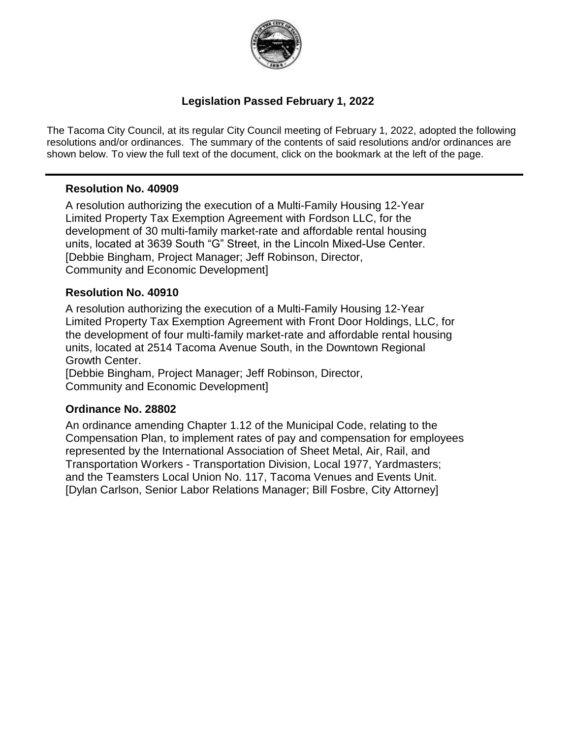# Legislation Passed February 1, 2022

The Tacoma City Council, at its regular City Council meeting of February 1, 2022, adopted the following resolutions and/or ordinances. The summary of the contents of said resolutions and/or ordinances are shown below. To view the full text of the document, click on the bookmark at the left of the page.

---

### Resolution No. 40909

A resolution authorizing the execution of a Multi-Family Housing 12-Year Limited Property Tax Exemption Agreement with Fordson LLC, for the development of 30 multi-family market-rate and affordable rental housing units, located at 3639 South "G" Street, in the Lincoln Mixed-Use Center.
[Debbie Bingham, Project Manager; Jeff Robinson, Director, Community and Economic Development]

### Resolution No. 40910

A resolution authorizing the execution of a Multi-Family Housing 12-Year Limited Property Tax Exemption Agreement with Front Door Holdings, LLC, for the development of four multi-family market-rate and affordable rental housing units, located at 2514 Tacoma Avenue South, in the Downtown Regional Growth Center.
[Debbie Bingham, Project Manager; Jeff Robinson, Director, Community and Economic Development]

### Ordinance No. 28802

An ordinance amending Chapter 1.12 of the Municipal Code, relating to the Compensation Plan, to implement rates of pay and compensation for employees represented by the International Association of Sheet Metal, Air, Rail, and Transportation Workers - Transportation Division, Local 1977, Yardmasters; and the Teamsters Local Union No. 117, Tacoma Venues and Events Unit.
[Dylan Carlson, Senior Labor Relations Manager; Bill Fosbre, City Attorney]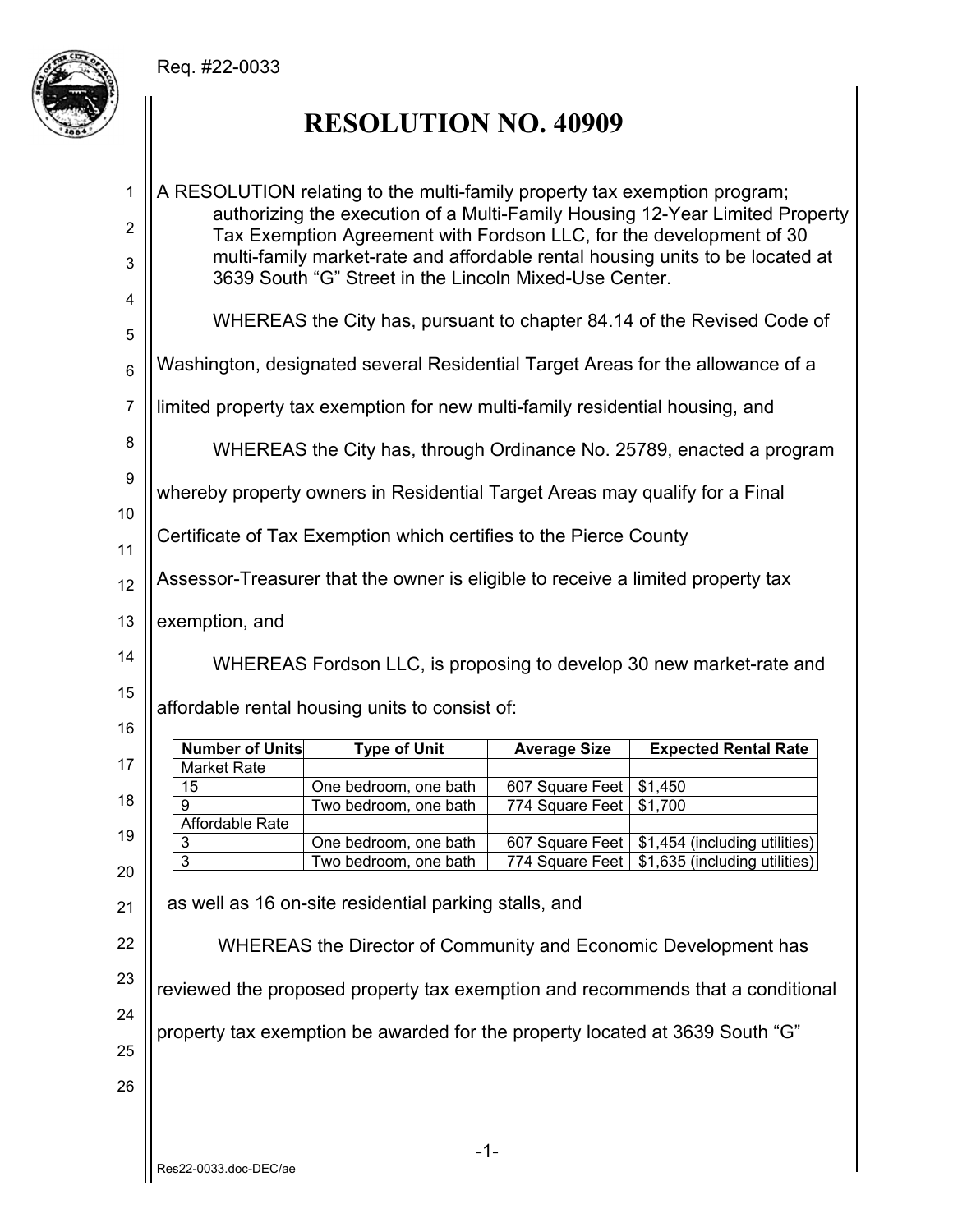Req. #22-0033

# RESOLUTION NO. 40909

A RESOLUTION relating to the multi-family property tax exemption program; authorizing the execution of a Multi-Family Housing 12-Year Limited Property Tax Exemption Agreement with Fordson LLC, for the development of 30 multi-family market-rate and affordable rental housing units to be located at 3639 South "G" Street in the Lincoln Mixed-Use Center.

WHEREAS the City has, pursuant to chapter 84.14 of the Revised Code of Washington, designated several Residential Target Areas for the allowance of a limited property tax exemption for new multi-family residential housing, and

WHEREAS the City has, through Ordinance No. 25789, enacted a program whereby property owners in Residential Target Areas may qualify for a Final Certificate of Tax Exemption which certifies to the Pierce County Assessor-Treasurer that the owner is eligible to receive a limited property tax exemption, and

WHEREAS Fordson LLC, is proposing to develop 30 new market-rate and affordable rental housing units to consist of:

| Number of Units | Type of Unit | Average Size | Expected Rental Rate |
|---|---|---|---|
| Market Rate | | | |
| 15 | One bedroom, one bath | 607 Square Feet | $1,450 |
| 9 | Two bedroom, one bath | 774 Square Feet | $1,700 |
| Affordable Rate | | | |
| 3 | One bedroom, one bath | 607 Square Feet | $1,454 (including utilities) |
| 3 | Two bedroom, one bath | 774 Square Feet | $1,635 (including utilities) |

as well as 16 on-site residential parking stalls, and

WHEREAS the Director of Community and Economic Development has reviewed the proposed property tax exemption and recommends that a conditional property tax exemption be awarded for the property located at 3639 South "G"

Res22-0033.doc-DEC/ae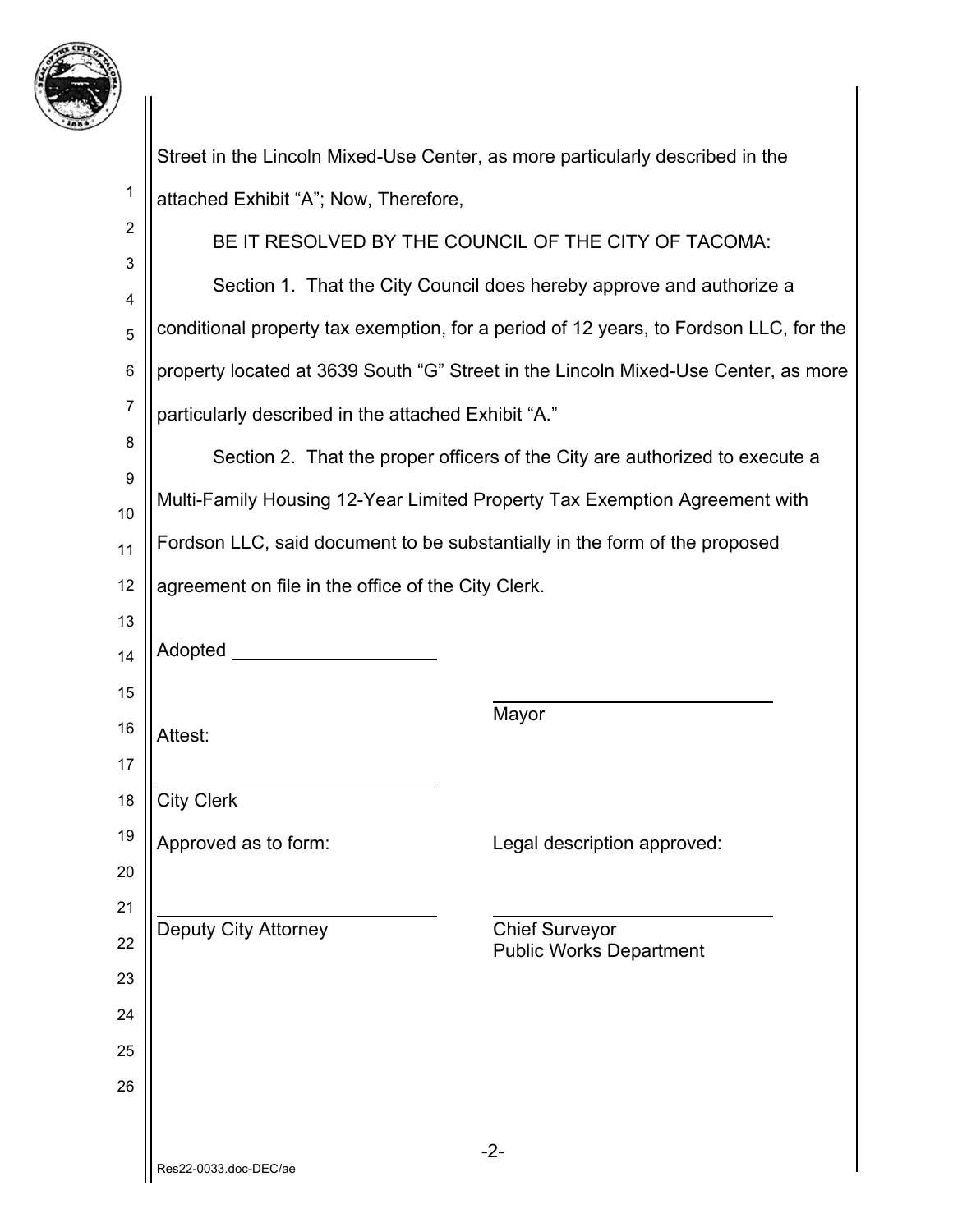Street in the Lincoln Mixed-Use Center, as more particularly described in the attached Exhibit “A”; Now, Therefore,

BE IT RESOLVED BY THE COUNCIL OF THE CITY OF TACOMA:

Section 1. That the City Council does hereby approve and authorize a conditional property tax exemption, for a period of 12 years, to Fordson LLC, for the property located at 3639 South “G” Street in the Lincoln Mixed-Use Center, as more particularly described in the attached Exhibit “A.”

Section 2. That the proper officers of the City are authorized to execute a Multi-Family Housing 12-Year Limited Property Tax Exemption Agreement with Fordson LLC, said document to be substantially in the form of the proposed agreement on file in the office of the City Clerk.

Adopted ____________________

____________________________
Mayor

Attest:

____________________________
City Clerk

Approved as to form:

____________________________
Deputy City Attorney

Legal description approved:

____________________________
Chief Surveyor
Public Works Department

Res22-0033.doc-DEC/ae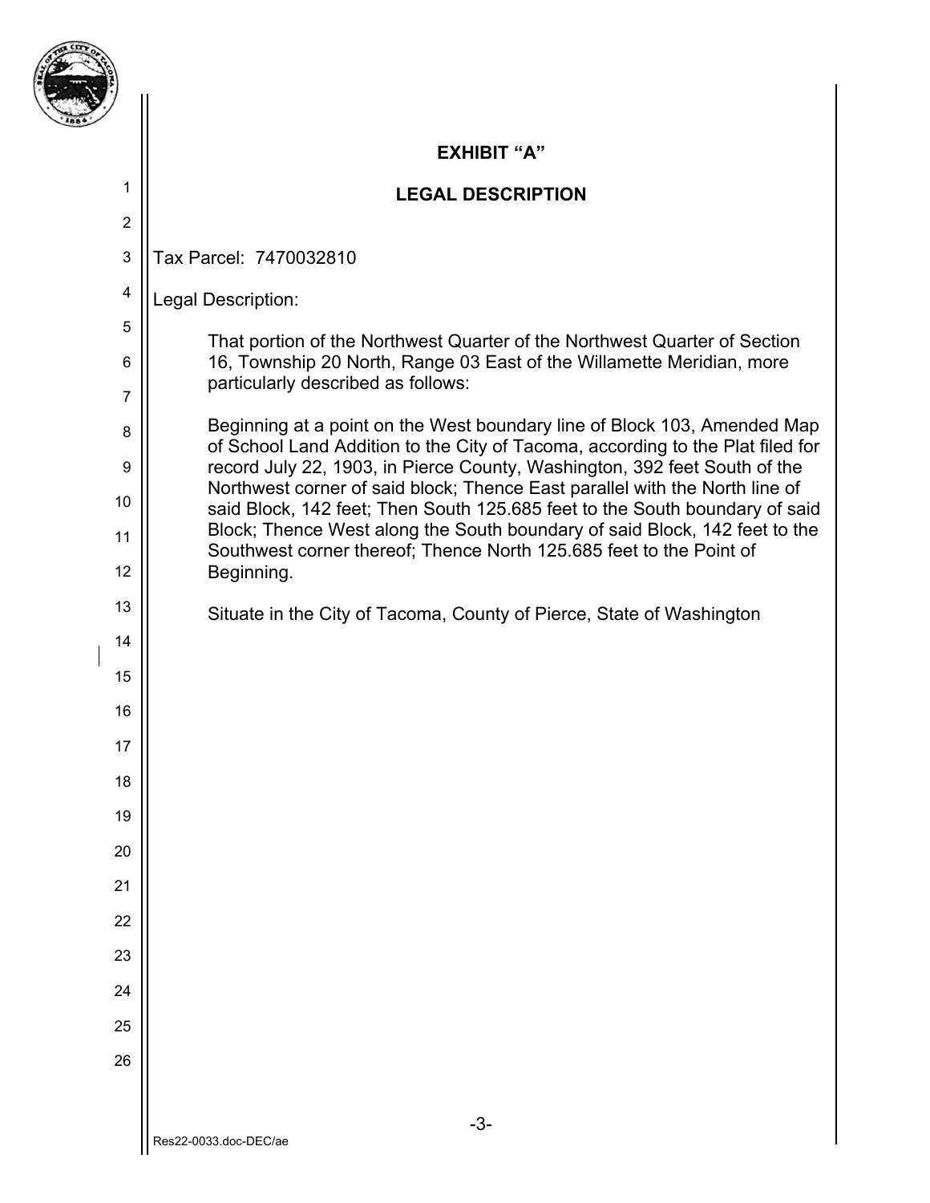## EXHIBIT "A"

## LEGAL DESCRIPTION

Tax Parcel: 7470032810

Legal Description:

That portion of the Northwest Quarter of the Northwest Quarter of Section 16, Township 20 North, Range 03 East of the Willamette Meridian, more particularly described as follows:

Beginning at a point on the West boundary line of Block 103, Amended Map of School Land Addition to the City of Tacoma, according to the Plat filed for record July 22, 1903, in Pierce County, Washington, 392 feet South of the Northwest corner of said block; Thence East parallel with the North line of said Block, 142 feet; Then South 125.685 feet to the South boundary of said Block; Thence West along the South boundary of said Block, 142 feet to the Southwest corner thereof; Thence North 125.685 feet to the Point of Beginning.

Situate in the City of Tacoma, County of Pierce, State of Washington

Res22-0033.doc-DEC/ae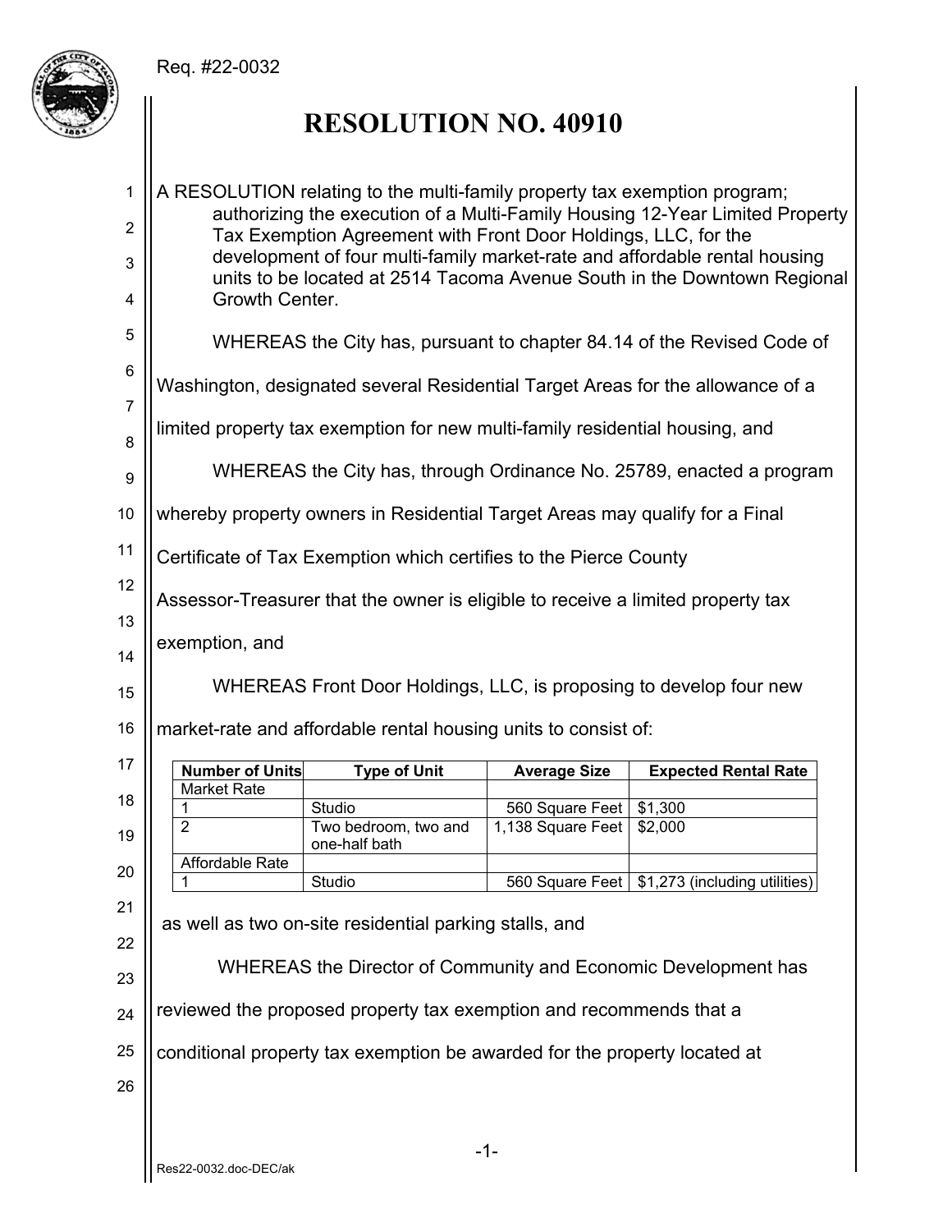Req. #22-0032

# RESOLUTION NO. 40910

A RESOLUTION relating to the multi-family property tax exemption program; authorizing the execution of a Multi-Family Housing 12-Year Limited Property Tax Exemption Agreement with Front Door Holdings, LLC, for the development of four multi-family market-rate and affordable rental housing units to be located at 2514 Tacoma Avenue South in the Downtown Regional Growth Center.

WHEREAS the City has, pursuant to chapter 84.14 of the Revised Code of Washington, designated several Residential Target Areas for the allowance of a limited property tax exemption for new multi-family residential housing, and

WHEREAS the City has, through Ordinance No. 25789, enacted a program whereby property owners in Residential Target Areas may qualify for a Final Certificate of Tax Exemption which certifies to the Pierce County Assessor-Treasurer that the owner is eligible to receive a limited property tax exemption, and

WHEREAS Front Door Holdings, LLC, is proposing to develop four new market-rate and affordable rental housing units to consist of:

| Number of Units | Type of Unit | Average Size | Expected Rental Rate |
|---|---|---|---|
| Market Rate | | | |
| 1 | Studio | 560 Square Feet | $1,300 |
| 2 | Two bedroom, two and one-half bath | 1,138 Square Feet | $2,000 |
| Affordable Rate | | | |
| 1 | Studio | 560 Square Feet | $1,273 (including utilities) |

as well as two on-site residential parking stalls, and

WHEREAS the Director of Community and Economic Development has reviewed the proposed property tax exemption and recommends that a conditional property tax exemption be awarded for the property located at

Res22-0032.doc-DEC/ak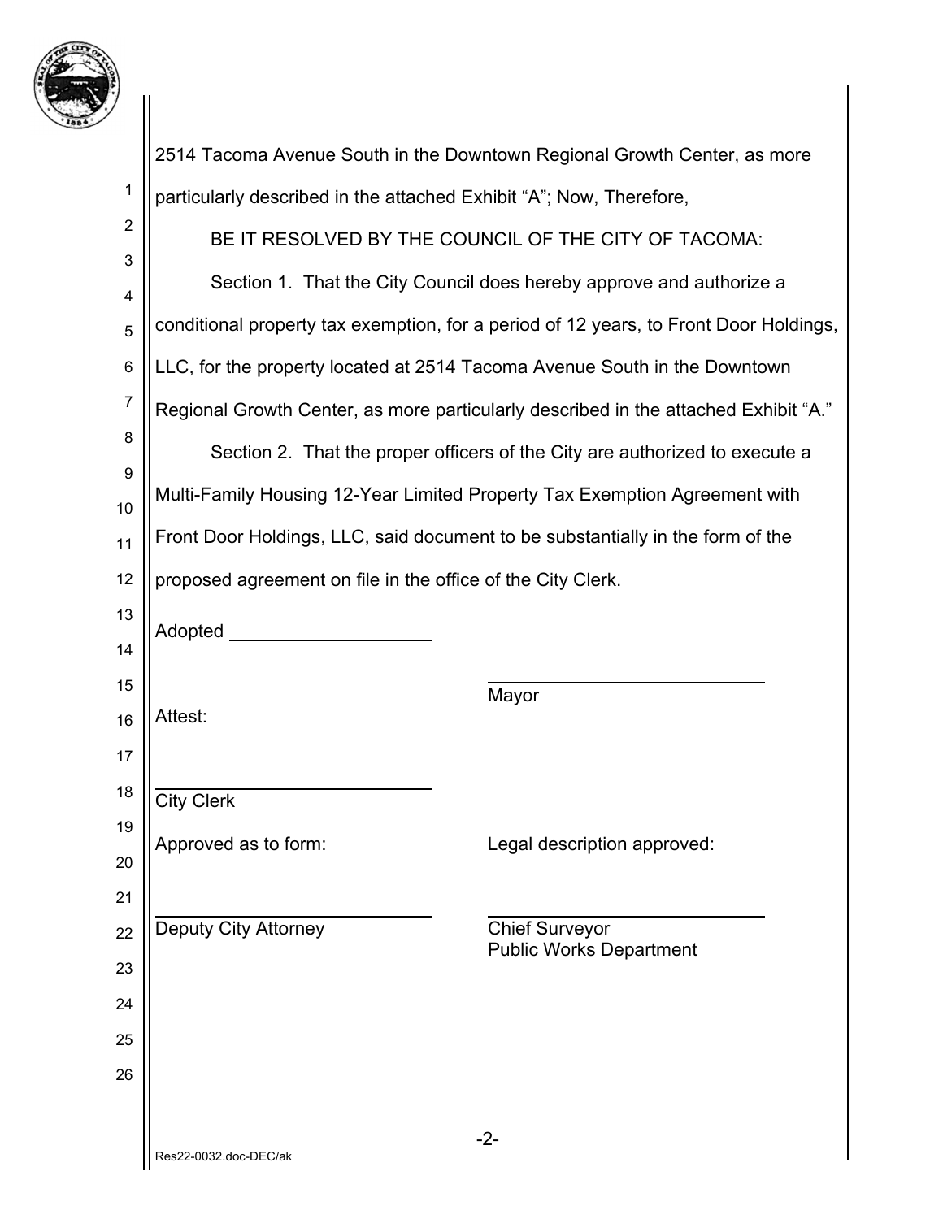2514 Tacoma Avenue South in the Downtown Regional Growth Center, as more particularly described in the attached Exhibit "A"; Now, Therefore,

BE IT RESOLVED BY THE COUNCIL OF THE CITY OF TACOMA:

Section 1. That the City Council does hereby approve and authorize a conditional property tax exemption, for a period of 12 years, to Front Door Holdings, LLC, for the property located at 2514 Tacoma Avenue South in the Downtown Regional Growth Center, as more particularly described in the attached Exhibit "A."

Section 2. That the proper officers of the City are authorized to execute a Multi-Family Housing 12-Year Limited Property Tax Exemption Agreement with Front Door Holdings, LLC, said document to be substantially in the form of the proposed agreement on file in the office of the City Clerk.

Adopted ____________________

____________________________
Mayor

Attest:

____________________________
City Clerk

Approved as to form:

____________________________
Deputy City Attorney

Legal description approved:

____________________________
Chief Surveyor
Public Works Department

Res22-0032.doc-DEC/ak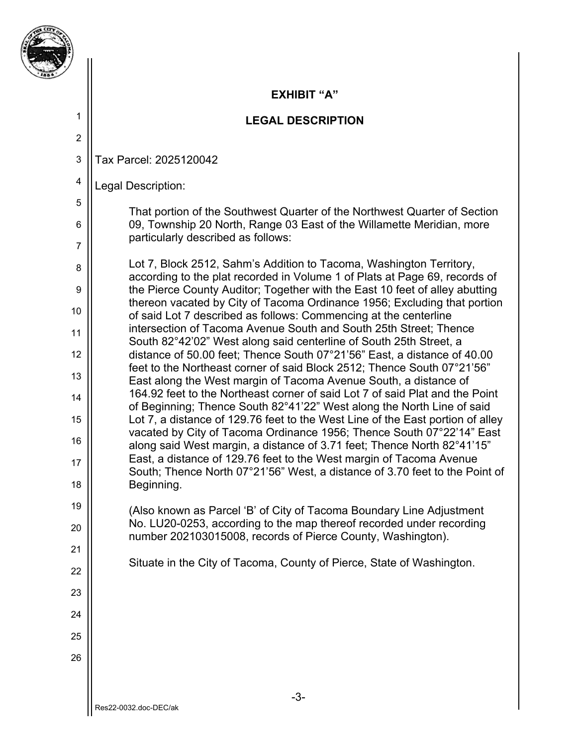# EXHIBIT "A"

## LEGAL DESCRIPTION

Tax Parcel: 2025120042

Legal Description:

That portion of the Southwest Quarter of the Northwest Quarter of Section 09, Township 20 North, Range 03 East of the Willamette Meridian, more particularly described as follows:

Lot 7, Block 2512, Sahm's Addition to Tacoma, Washington Territory, according to the plat recorded in Volume 1 of Plats at Page 69, records of the Pierce County Auditor; Together with the East 10 feet of alley abutting thereon vacated by City of Tacoma Ordinance 1956; Excluding that portion of said Lot 7 described as follows: Commencing at the centerline intersection of Tacoma Avenue South and South 25th Street; Thence South 82°42'02" West along said centerline of South 25th Street, a distance of 50.00 feet; Thence South 07°21'56" East, a distance of 40.00 feet to the Northeast corner of said Block 2512; Thence South 07°21'56" East along the West margin of Tacoma Avenue South, a distance of 164.92 feet to the Northeast corner of said Lot 7 of said Plat and the Point of Beginning; Thence South 82°41'22" West along the North Line of said Lot 7, a distance of 129.76 feet to the West Line of the East portion of alley vacated by City of Tacoma Ordinance 1956; Thence South 07°22'14" East along said West margin, a distance of 3.71 feet; Thence North 82°41'15" East, a distance of 129.76 feet to the West margin of Tacoma Avenue South; Thence North 07°21'56" West, a distance of 3.70 feet to the Point of Beginning.

(Also known as Parcel 'B' of City of Tacoma Boundary Line Adjustment No. LU20-0253, according to the map thereof recorded under recording number 202103015008, records of Pierce County, Washington).

Situate in the City of Tacoma, County of Pierce, State of Washington.

Res22-0032.doc-DEC/ak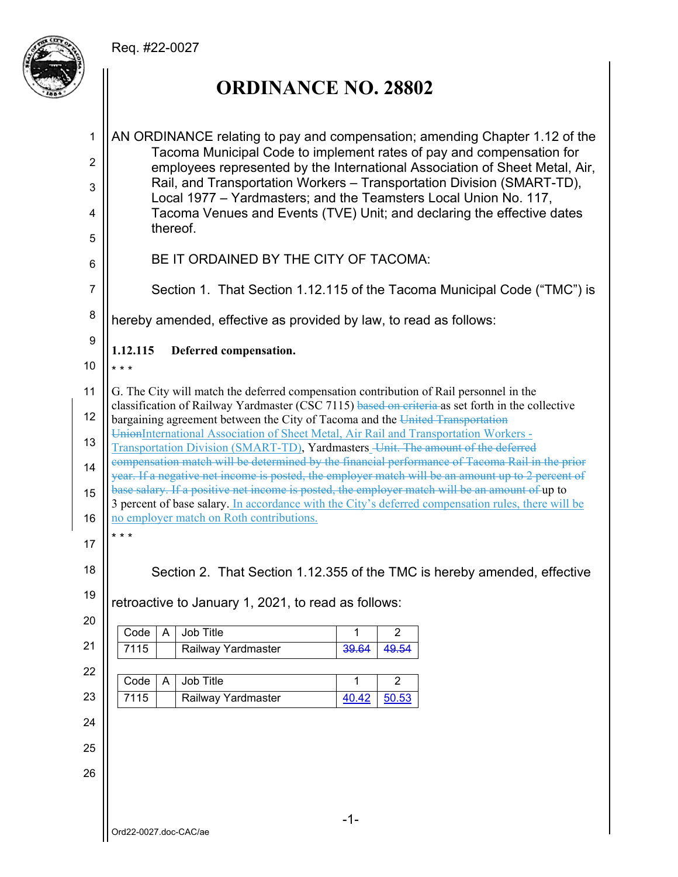Req. #22-0027

# ORDINANCE NO. 28802

AN ORDINANCE relating to pay and compensation; amending Chapter 1.12 of the Tacoma Municipal Code to implement rates of pay and compensation for employees represented by the International Association of Sheet Metal, Air, Rail, and Transportation Workers – Transportation Division (SMART-TD), Local 1977 – Yardmasters; and the Teamsters Local Union No. 117, Tacoma Venues and Events (TVE) Unit; and declaring the effective dates thereof.

BE IT ORDAINED BY THE CITY OF TACOMA:

Section 1. That Section 1.12.115 of the Tacoma Municipal Code ("TMC") is hereby amended, effective as provided by law, to read as follows:

**1.12.115 Deferred compensation.**

\* \* \*

G. The City will match the deferred compensation contribution of Rail personnel in the classification of Railway Yardmaster (CSC 7115) ~~based on criteria~~ as set forth in the collective bargaining agreement between the City of Tacoma and the ~~United Transportation Union~~International Association of Sheet Metal, Air Rail and Transportation Workers - Transportation Division (SMART-TD), Yardmasters ~~Unit. The amount of the deferred compensation match will be determined by the financial performance of Tacoma Rail in the prior year. If a negative net income is posted, the employer match will be an amount up to 2 percent of base salary. If a positive net income is posted, the employer match will be an amount of~~ up to 3 percent of base salary. In accordance with the City's deferred compensation rules, there will be no employer match on Roth contributions.

\* \* \*

Section 2. That Section 1.12.355 of the TMC is hereby amended, effective retroactive to January 1, 2021, to read as follows:

| Code | A | Job Title | 1 | 2 |
|---|---|---|---|---|
| 7115 | | Railway Yardmaster | ~~39.64~~ | ~~49.54~~ |

| Code | A | Job Title | 1 | 2 |
|---|---|---|---|---|
| 7115 | | Railway Yardmaster | 40.42 | 50.53 |

Ord22-0027.doc-CAC/ae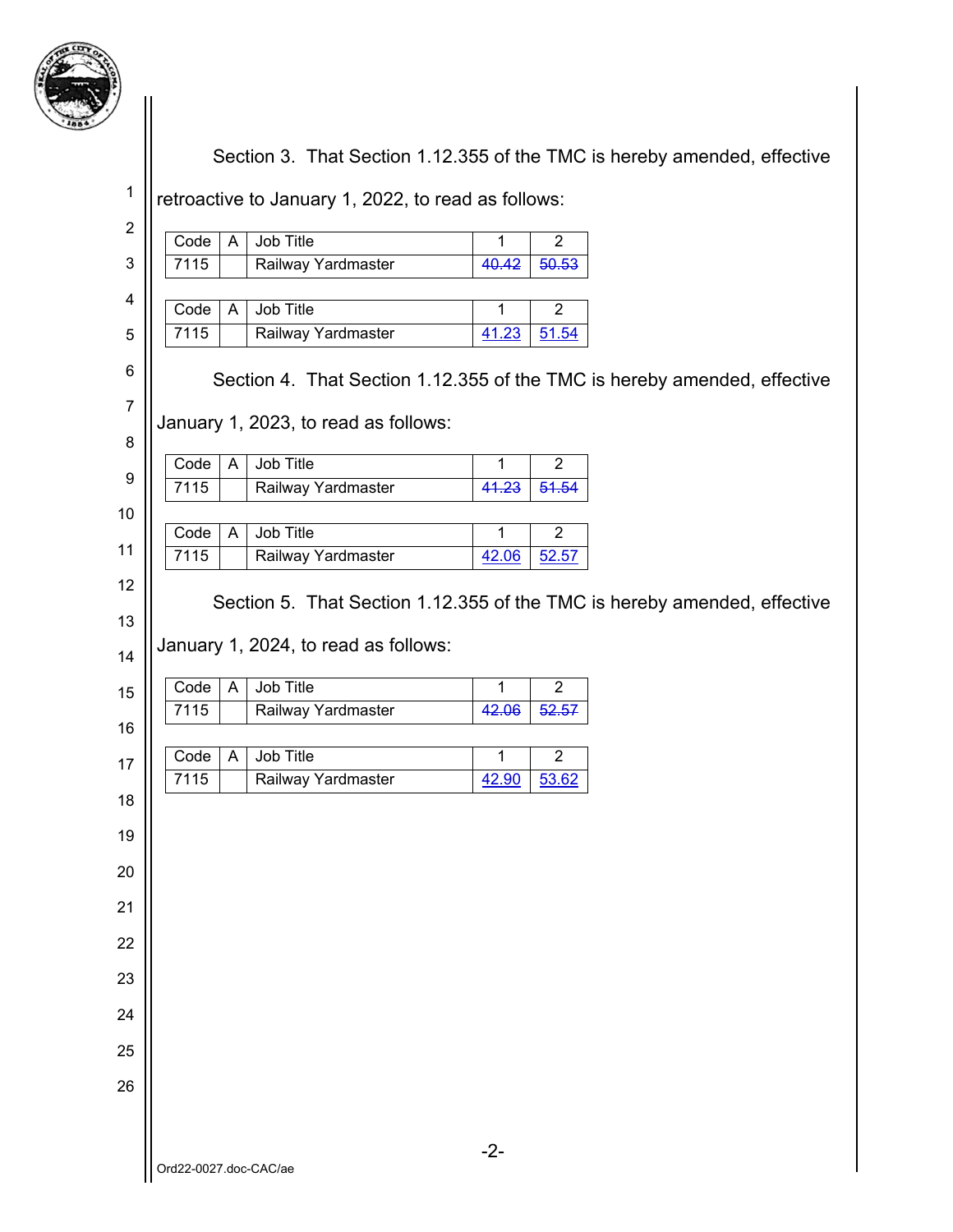Section 3. That Section 1.12.355 of the TMC is hereby amended, effective retroactive to January 1, 2022, to read as follows:

| Code | A | Job Title | 1 | 2 |
|---|---|---|---|---|
| 7115 | | Railway Yardmaster | ~~40.42~~ | ~~50.53~~ |

| Code | A | Job Title | 1 | 2 |
|---|---|---|---|---|
| 7115 | | Railway Yardmaster | <u>41.23</u> | <u>51.54</u> |

Section 4. That Section 1.12.355 of the TMC is hereby amended, effective January 1, 2023, to read as follows:

| Code | A | Job Title | 1 | 2 |
|---|---|---|---|---|
| 7115 | | Railway Yardmaster | ~~41.23~~ | ~~51.54~~ |

| Code | A | Job Title | 1 | 2 |
|---|---|---|---|---|
| 7115 | | Railway Yardmaster | <u>42.06</u> | <u>52.57</u> |

Section 5. That Section 1.12.355 of the TMC is hereby amended, effective January 1, 2024, to read as follows:

| Code | A | Job Title | 1 | 2 |
|---|---|---|---|---|
| 7115 | | Railway Yardmaster | ~~42.06~~ | ~~52.57~~ |

| Code | A | Job Title | 1 | 2 |
|---|---|---|---|---|
| 7115 | | Railway Yardmaster | <u>42.90</u> | <u>53.62</u> |

Ord22-0027.doc-CAC/ae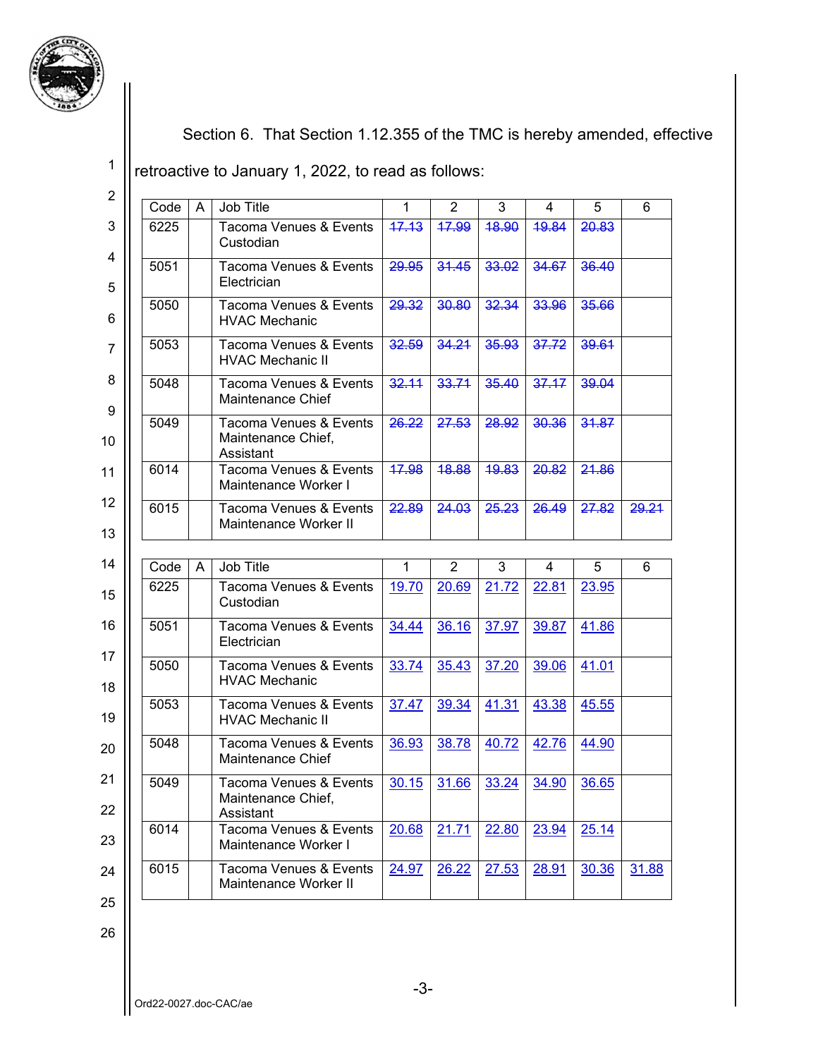Section 6. That Section 1.12.355 of the TMC is hereby amended, effective retroactive to January 1, 2022, to read as follows:

| Code | A | Job Title | 1 | 2 | 3 | 4 | 5 | 6 |
|---|---|---|---|---|---|---|---|---|
| 6225 | | Tacoma Venues & Events Custodian | ~~17.13~~ | ~~17.99~~ | ~~18.90~~ | ~~19.84~~ | ~~20.83~~ | |
| 5051 | | Tacoma Venues & Events Electrician | ~~29.95~~ | ~~31.45~~ | ~~33.02~~ | ~~34.67~~ | ~~36.40~~ | |
| 5050 | | Tacoma Venues & Events HVAC Mechanic | ~~29.32~~ | ~~30.80~~ | ~~32.34~~ | ~~33.96~~ | ~~35.66~~ | |
| 5053 | | Tacoma Venues & Events HVAC Mechanic II | ~~32.59~~ | ~~34.21~~ | ~~35.93~~ | ~~37.72~~ | ~~39.61~~ | |
| 5048 | | Tacoma Venues & Events Maintenance Chief | ~~32.11~~ | ~~33.71~~ | ~~35.40~~ | ~~37.17~~ | ~~39.04~~ | |
| 5049 | | Tacoma Venues & Events Maintenance Chief, Assistant | ~~26.22~~ | ~~27.53~~ | ~~28.92~~ | ~~30.36~~ | ~~31.87~~ | |
| 6014 | | Tacoma Venues & Events Maintenance Worker I | ~~17.98~~ | ~~18.88~~ | ~~19.83~~ | ~~20.82~~ | ~~21.86~~ | |
| 6015 | | Tacoma Venues & Events Maintenance Worker II | ~~22.89~~ | ~~24.03~~ | ~~25.23~~ | ~~26.49~~ | ~~27.82~~ | ~~29.21~~ |

| Code | A | Job Title | 1 | 2 | 3 | 4 | 5 | 6 |
|---|---|---|---|---|---|---|---|---|
| 6225 | | Tacoma Venues & Events Custodian | 19.70 | 20.69 | 21.72 | 22.81 | 23.95 | |
| 5051 | | Tacoma Venues & Events Electrician | 34.44 | 36.16 | 37.97 | 39.87 | 41.86 | |
| 5050 | | Tacoma Venues & Events HVAC Mechanic | 33.74 | 35.43 | 37.20 | 39.06 | 41.01 | |
| 5053 | | Tacoma Venues & Events HVAC Mechanic II | 37.47 | 39.34 | 41.31 | 43.38 | 45.55 | |
| 5048 | | Tacoma Venues & Events Maintenance Chief | 36.93 | 38.78 | 40.72 | 42.76 | 44.90 | |
| 5049 | | Tacoma Venues & Events Maintenance Chief, Assistant | 30.15 | 31.66 | 33.24 | 34.90 | 36.65 | |
| 6014 | | Tacoma Venues & Events Maintenance Worker I | 20.68 | 21.71 | 22.80 | 23.94 | 25.14 | |
| 6015 | | Tacoma Venues & Events Maintenance Worker II | 24.97 | 26.22 | 27.53 | 28.91 | 30.36 | 31.88 |

Ord22-0027.doc-CAC/ae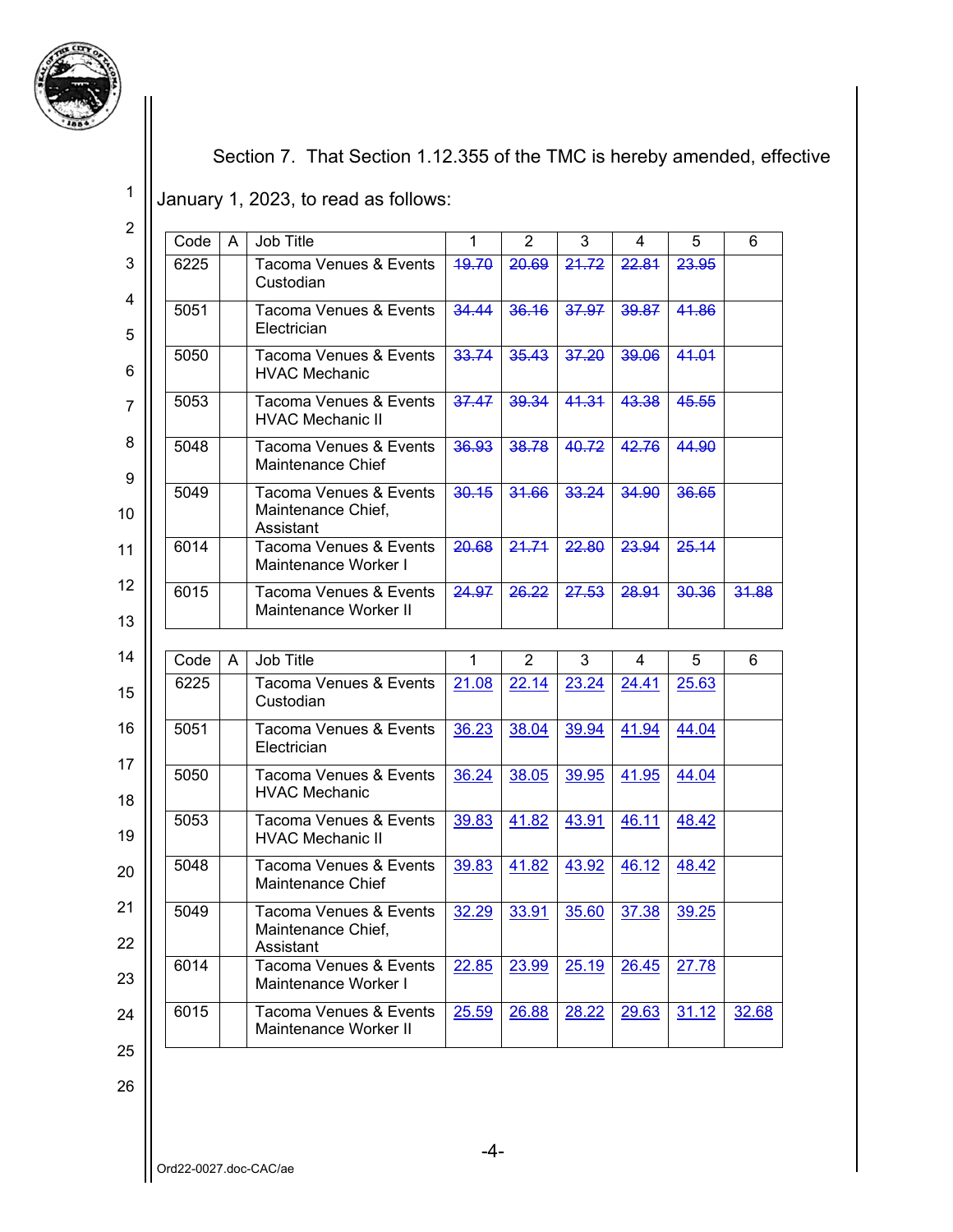Section 7. That Section 1.12.355 of the TMC is hereby amended, effective January 1, 2023, to read as follows:

| Code | A | Job Title | 1 | 2 | 3 | 4 | 5 | 6 |
|---|---|---|---|---|---|---|---|---|
| 6225 | | Tacoma Venues & Events Custodian | ~~19.70~~ | ~~20.69~~ | ~~21.72~~ | ~~22.81~~ | ~~23.95~~ | |
| 5051 | | Tacoma Venues & Events Electrician | ~~34.44~~ | ~~36.16~~ | ~~37.97~~ | ~~39.87~~ | ~~41.86~~ | |
| 5050 | | Tacoma Venues & Events HVAC Mechanic | ~~33.74~~ | ~~35.43~~ | ~~37.20~~ | ~~39.06~~ | ~~41.01~~ | |
| 5053 | | Tacoma Venues & Events HVAC Mechanic II | ~~37.47~~ | ~~39.34~~ | ~~41.31~~ | ~~43.38~~ | ~~45.55~~ | |
| 5048 | | Tacoma Venues & Events Maintenance Chief | ~~36.93~~ | ~~38.78~~ | ~~40.72~~ | ~~42.76~~ | ~~44.90~~ | |
| 5049 | | Tacoma Venues & Events Maintenance Chief, Assistant | ~~30.15~~ | ~~31.66~~ | ~~33.24~~ | ~~34.90~~ | ~~36.65~~ | |
| 6014 | | Tacoma Venues & Events Maintenance Worker I | ~~20.68~~ | ~~21.71~~ | ~~22.80~~ | ~~23.94~~ | ~~25.14~~ | |
| 6015 | | Tacoma Venues & Events Maintenance Worker II | ~~24.97~~ | ~~26.22~~ | ~~27.53~~ | ~~28.91~~ | ~~30.36~~ | ~~31.88~~ |

| Code | A | Job Title | 1 | 2 | 3 | 4 | 5 | 6 |
|---|---|---|---|---|---|---|---|---|
| 6225 | | Tacoma Venues & Events Custodian | 21.08 | 22.14 | 23.24 | 24.41 | 25.63 | |
| 5051 | | Tacoma Venues & Events Electrician | 36.23 | 38.04 | 39.94 | 41.94 | 44.04 | |
| 5050 | | Tacoma Venues & Events HVAC Mechanic | 36.24 | 38.05 | 39.95 | 41.95 | 44.04 | |
| 5053 | | Tacoma Venues & Events HVAC Mechanic II | 39.83 | 41.82 | 43.91 | 46.11 | 48.42 | |
| 5048 | | Tacoma Venues & Events Maintenance Chief | 39.83 | 41.82 | 43.92 | 46.12 | 48.42 | |
| 5049 | | Tacoma Venues & Events Maintenance Chief, Assistant | 32.29 | 33.91 | 35.60 | 37.38 | 39.25 | |
| 6014 | | Tacoma Venues & Events Maintenance Worker I | 22.85 | 23.99 | 25.19 | 26.45 | 27.78 | |
| 6015 | | Tacoma Venues & Events Maintenance Worker II | 25.59 | 26.88 | 28.22 | 29.63 | 31.12 | 32.68 |

Ord22-0027.doc-CAC/ae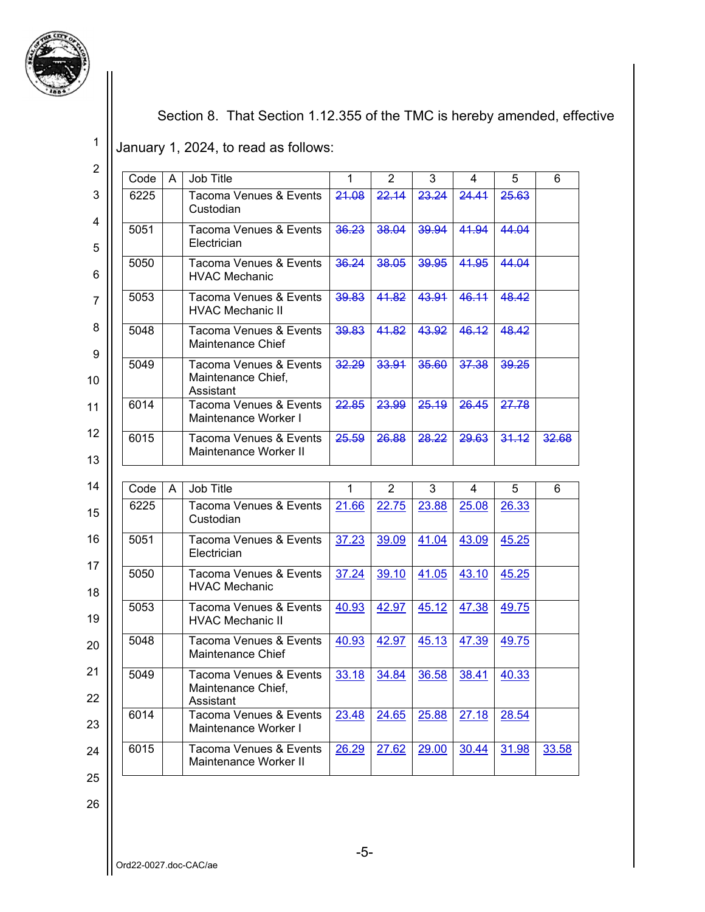Section 8. That Section 1.12.355 of the TMC is hereby amended, effective January 1, 2024, to read as follows:

| Code | A | Job Title | 1 | 2 | 3 | 4 | 5 | 6 |
|---|---|---|---|---|---|---|---|---|
| 6225 | | Tacoma Venues & Events Custodian | ~~21.08~~ | ~~22.14~~ | ~~23.24~~ | ~~24.41~~ | ~~25.63~~ | |
| 5051 | | Tacoma Venues & Events Electrician | ~~36.23~~ | ~~38.04~~ | ~~39.94~~ | ~~41.94~~ | ~~44.04~~ | |
| 5050 | | Tacoma Venues & Events HVAC Mechanic | ~~36.24~~ | ~~38.05~~ | ~~39.95~~ | ~~41.95~~ | ~~44.04~~ | |
| 5053 | | Tacoma Venues & Events HVAC Mechanic II | ~~39.83~~ | ~~41.82~~ | ~~43.91~~ | ~~46.11~~ | ~~48.42~~ | |
| 5048 | | Tacoma Venues & Events Maintenance Chief | ~~39.83~~ | ~~41.82~~ | ~~43.92~~ | ~~46.12~~ | ~~48.42~~ | |
| 5049 | | Tacoma Venues & Events Maintenance Chief, Assistant | ~~32.29~~ | ~~33.91~~ | ~~35.60~~ | ~~37.38~~ | ~~39.25~~ | |
| 6014 | | Tacoma Venues & Events Maintenance Worker I | ~~22.85~~ | ~~23.99~~ | ~~25.19~~ | ~~26.45~~ | ~~27.78~~ | |
| 6015 | | Tacoma Venues & Events Maintenance Worker II | ~~25.59~~ | ~~26.88~~ | ~~28.22~~ | ~~29.63~~ | ~~31.12~~ | ~~32.68~~ |

| Code | A | Job Title | 1 | 2 | 3 | 4 | 5 | 6 |
|---|---|---|---|---|---|---|---|---|
| 6225 | | Tacoma Venues & Events Custodian | 21.66 | 22.75 | 23.88 | 25.08 | 26.33 | |
| 5051 | | Tacoma Venues & Events Electrician | 37.23 | 39.09 | 41.04 | 43.09 | 45.25 | |
| 5050 | | Tacoma Venues & Events HVAC Mechanic | 37.24 | 39.10 | 41.05 | 43.10 | 45.25 | |
| 5053 | | Tacoma Venues & Events HVAC Mechanic II | 40.93 | 42.97 | 45.12 | 47.38 | 49.75 | |
| 5048 | | Tacoma Venues & Events Maintenance Chief | 40.93 | 42.97 | 45.13 | 47.39 | 49.75 | |
| 5049 | | Tacoma Venues & Events Maintenance Chief, Assistant | 33.18 | 34.84 | 36.58 | 38.41 | 40.33 | |
| 6014 | | Tacoma Venues & Events Maintenance Worker I | 23.48 | 24.65 | 25.88 | 27.18 | 28.54 | |
| 6015 | | Tacoma Venues & Events Maintenance Worker II | 26.29 | 27.62 | 29.00 | 30.44 | 31.98 | 33.58 |

Ord22-0027.doc-CAC/ae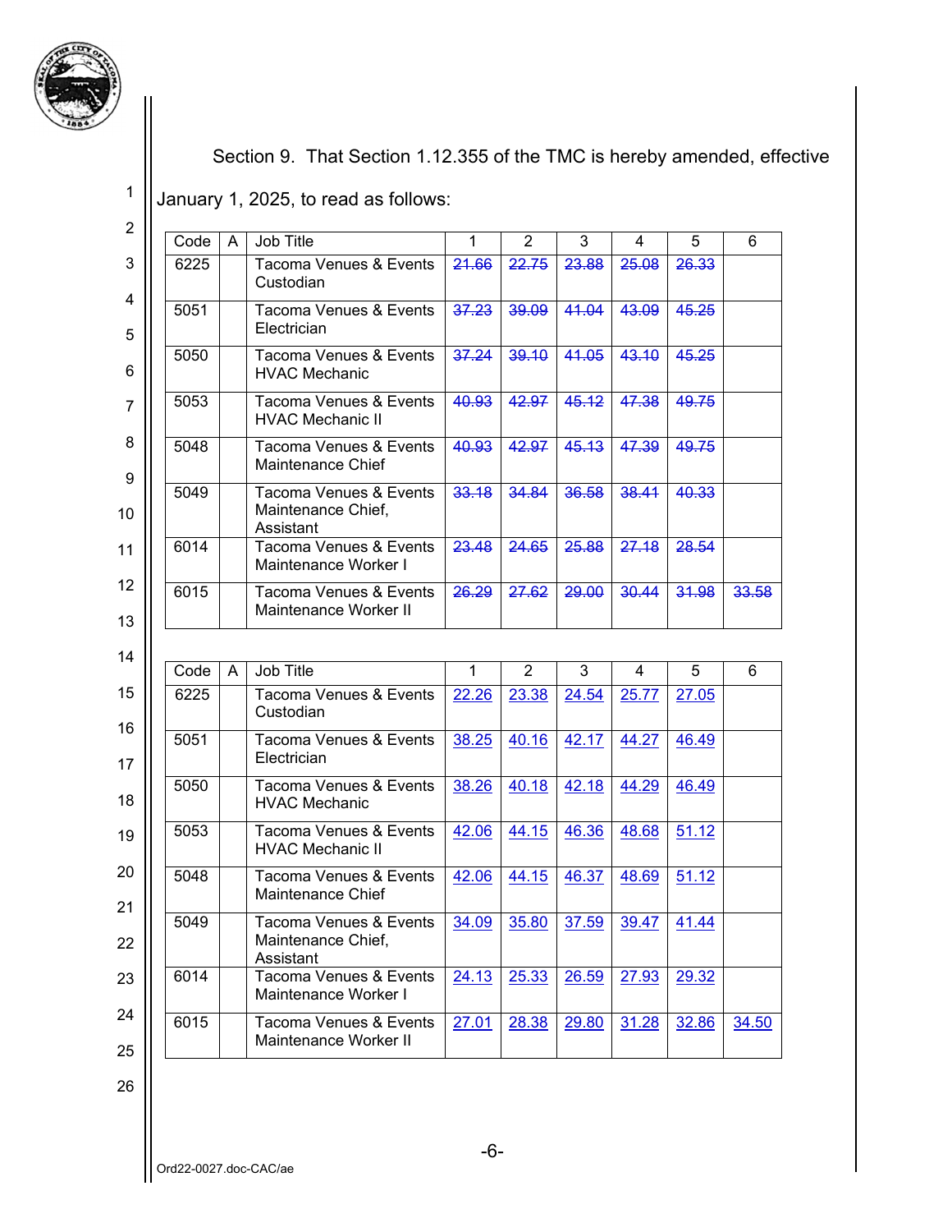Section 9. That Section 1.12.355 of the TMC is hereby amended, effective January 1, 2025, to read as follows:

| Code | A | Job Title | 1 | 2 | 3 | 4 | 5 | 6 |
|---|---|---|---|---|---|---|---|---|
| 6225 | | Tacoma Venues & Events Custodian | ~~21.66~~ | ~~22.75~~ | ~~23.88~~ | ~~25.08~~ | ~~26.33~~ | |
| 5051 | | Tacoma Venues & Events Electrician | ~~37.23~~ | ~~39.09~~ | ~~41.04~~ | ~~43.09~~ | ~~45.25~~ | |
| 5050 | | Tacoma Venues & Events HVAC Mechanic | ~~37.24~~ | ~~39.10~~ | ~~41.05~~ | ~~43.10~~ | ~~45.25~~ | |
| 5053 | | Tacoma Venues & Events HVAC Mechanic II | ~~40.93~~ | ~~42.97~~ | ~~45.12~~ | ~~47.38~~ | ~~49.75~~ | |
| 5048 | | Tacoma Venues & Events Maintenance Chief | ~~40.93~~ | ~~42.97~~ | ~~45.13~~ | ~~47.39~~ | ~~49.75~~ | |
| 5049 | | Tacoma Venues & Events Maintenance Chief, Assistant | ~~33.18~~ | ~~34.84~~ | ~~36.58~~ | ~~38.41~~ | ~~40.33~~ | |
| 6014 | | Tacoma Venues & Events Maintenance Worker I | ~~23.48~~ | ~~24.65~~ | ~~25.88~~ | ~~27.18~~ | ~~28.54~~ | |
| 6015 | | Tacoma Venues & Events Maintenance Worker II | ~~26.29~~ | ~~27.62~~ | ~~29.00~~ | ~~30.44~~ | ~~31.98~~ | ~~33.58~~ |

| Code | A | Job Title | 1 | 2 | 3 | 4 | 5 | 6 |
|---|---|---|---|---|---|---|---|---|
| 6225 | | Tacoma Venues & Events Custodian | 22.26 | 23.38 | 24.54 | 25.77 | 27.05 | |
| 5051 | | Tacoma Venues & Events Electrician | 38.25 | 40.16 | 42.17 | 44.27 | 46.49 | |
| 5050 | | Tacoma Venues & Events HVAC Mechanic | 38.26 | 40.18 | 42.18 | 44.29 | 46.49 | |
| 5053 | | Tacoma Venues & Events HVAC Mechanic II | 42.06 | 44.15 | 46.36 | 48.68 | 51.12 | |
| 5048 | | Tacoma Venues & Events Maintenance Chief | 42.06 | 44.15 | 46.37 | 48.69 | 51.12 | |
| 5049 | | Tacoma Venues & Events Maintenance Chief, Assistant | 34.09 | 35.80 | 37.59 | 39.47 | 41.44 | |
| 6014 | | Tacoma Venues & Events Maintenance Worker I | 24.13 | 25.33 | 26.59 | 27.93 | 29.32 | |
| 6015 | | Tacoma Venues & Events Maintenance Worker II | 27.01 | 28.38 | 29.80 | 31.28 | 32.86 | 34.50 |

Ord22-0027.doc-CAC/ae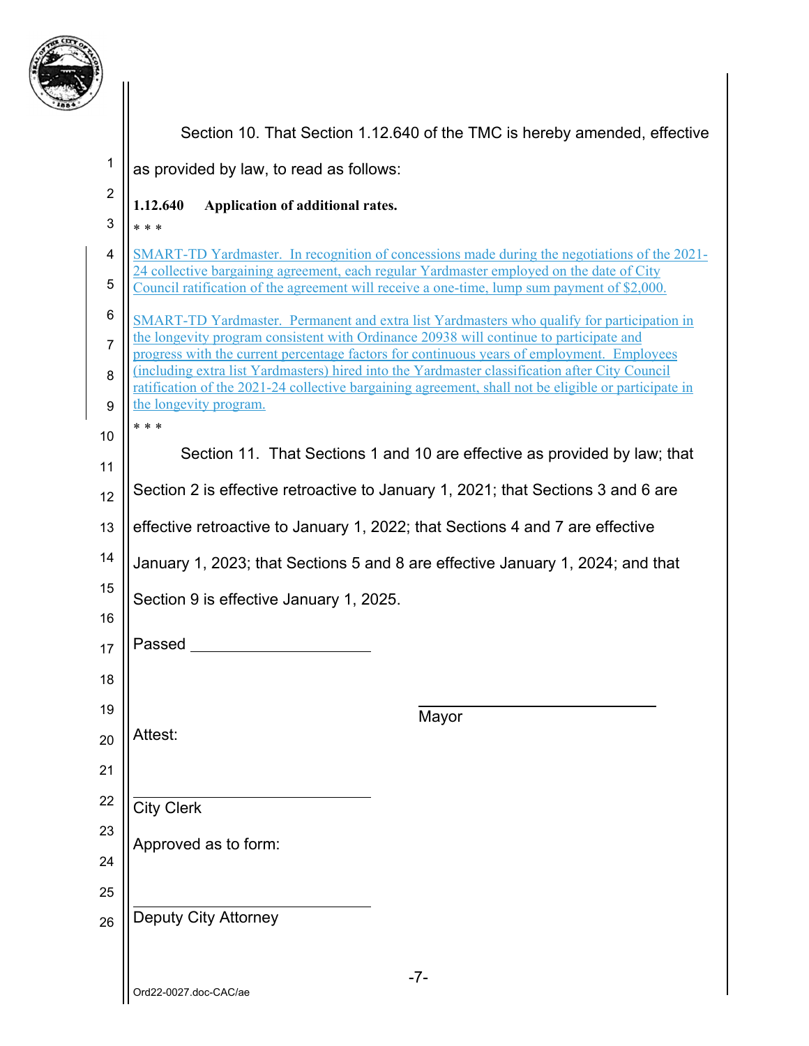Section 10. That Section 1.12.640 of the TMC is hereby amended, effective as provided by law, to read as follows:

**1.12.640 Application of additional rates.**

* * *

SMART-TD Yardmaster. In recognition of concessions made during the negotiations of the 2021-24 collective bargaining agreement, each regular Yardmaster employed on the date of City Council ratification of the agreement will receive a one-time, lump sum payment of $2,000.

SMART-TD Yardmaster. Permanent and extra list Yardmasters who qualify for participation in the longevity program consistent with Ordinance 20938 will continue to participate and progress with the current percentage factors for continuous years of employment. Employees (including extra list Yardmasters) hired into the Yardmaster classification after City Council ratification of the 2021-24 collective bargaining agreement, shall not be eligible or participate in the longevity program.

* * *

Section 11. That Sections 1 and 10 are effective as provided by law; that Section 2 is effective retroactive to January 1, 2021; that Sections 3 and 6 are effective retroactive to January 1, 2022; that Sections 4 and 7 are effective January 1, 2023; that Sections 5 and 8 are effective January 1, 2024; and that Section 9 is effective January 1, 2025.

Passed ____________________

____________________
Mayor

Attest:

____________________
City Clerk

Approved as to form:

____________________
Deputy City Attorney

Ord22-0027.doc-CAC/ae